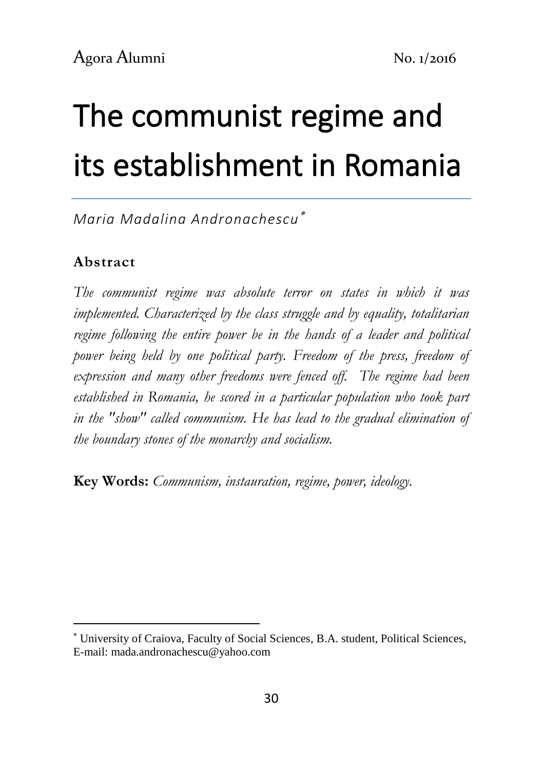// Journal metadata line "Agora Alumni No. 1/2016" repeats on every page, so treated as a running header and omitted.
# The communist regime and its establishment in Romania

*Maria Madalina Andronachescu*[*]

## Abstract

*The communist regime was absolute terror on states in which it was implemented. Characterized by the class struggle and by equality, totalitarian regime following the entire power be in the hands of a leader and political power being held by one political party. Freedom of the press, freedom of expression and many other freedoms were fenced off. The regime had been established in Romania, he scored in a particular population who took part in the "show" called communism. He has lead to the gradual elimination of the boundary stones of the monarchy and socialism.*

**Key Words:** *Communism, instauration, regime, power, ideology.*

---

[*] University of Craiova, Faculty of Social Sciences, B.A. student, Political Sciences, E-mail: mada.andronachescu@yahoo.com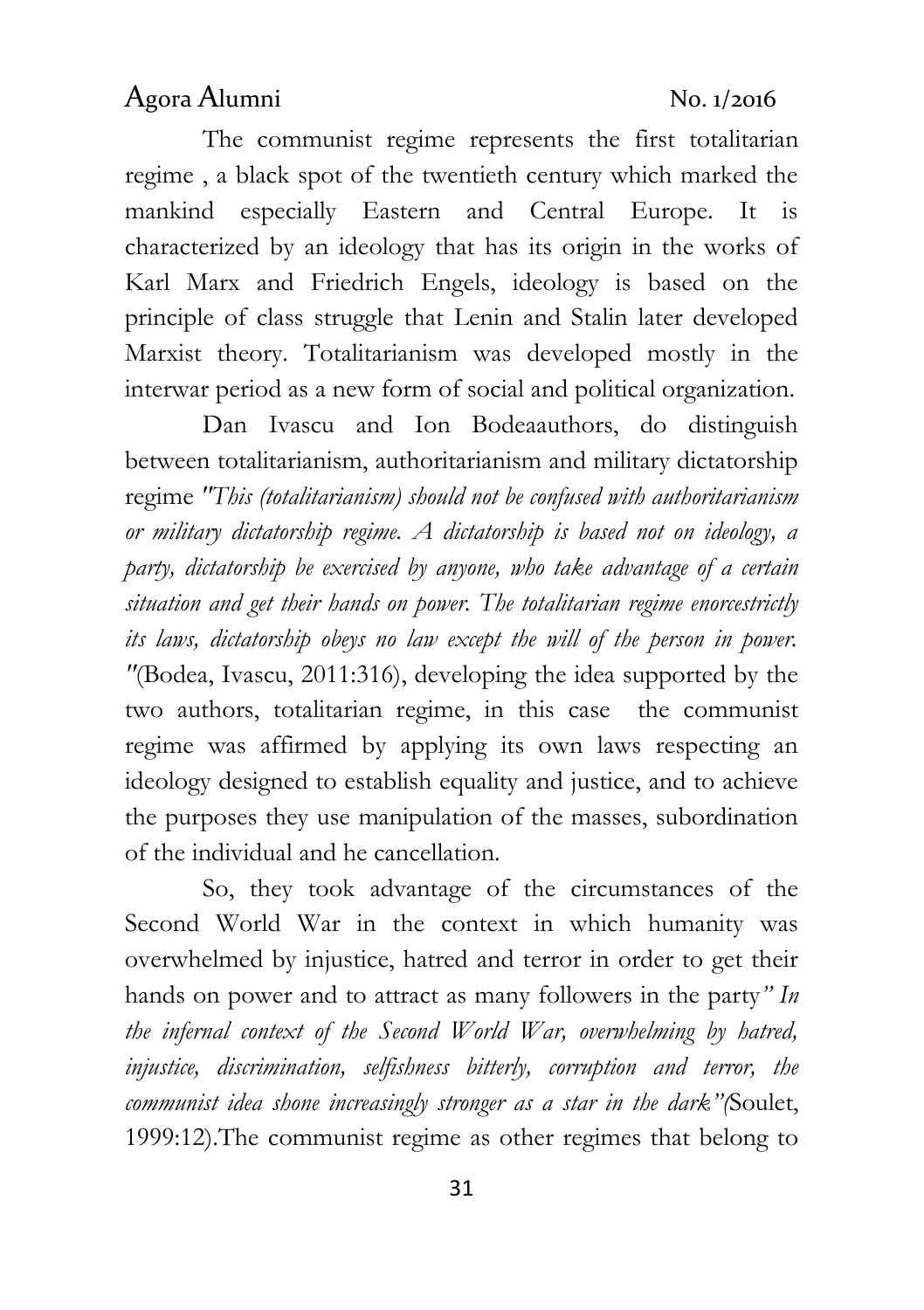The communist regime represents the first totalitarian regime , a black spot of the twentieth century which marked the mankind especially Eastern and Central Europe. It is characterized by an ideology that has its origin in the works of Karl Marx and Friedrich Engels, ideology is based on the principle of class struggle that Lenin and Stalin later developed Marxist theory. Totalitarianism was developed mostly in the interwar period as a new form of social and political organization.

Dan Ivascu and Ion Bodeaauthors, do distinguish between totalitarianism, authoritarianism and military dictatorship regime *"This (totalitarianism) should not be confused with authoritarianism or military dictatorship regime. A dictatorship is based not on ideology, a party, dictatorship be exercised by anyone, who take advantage of a certain situation and get their hands on power. The totalitarian regime enorcestrictly its laws, dictatorship obeys no law except the will of the person in power. "*(Bodea, Ivascu, 2011:316), developing the idea supported by the two authors, totalitarian regime, in this case the communist regime was affirmed by applying its own laws respecting an ideology designed to establish equality and justice, and to achieve the purposes they use manipulation of the masses, subordination of the individual and he cancellation.

So, they took advantage of the circumstances of the Second World War in the context in which humanity was overwhelmed by injustice, hatred and terror in order to get their hands on power and to attract as many followers in the party*" In the infernal context of the Second World War, overwhelming by hatred, injustice, discrimination, selfishness bitterly, corruption and terror, the communist idea shone increasingly stronger as a star in the dark"(*Soulet, 1999:12).The communist regime as other regimes that belong to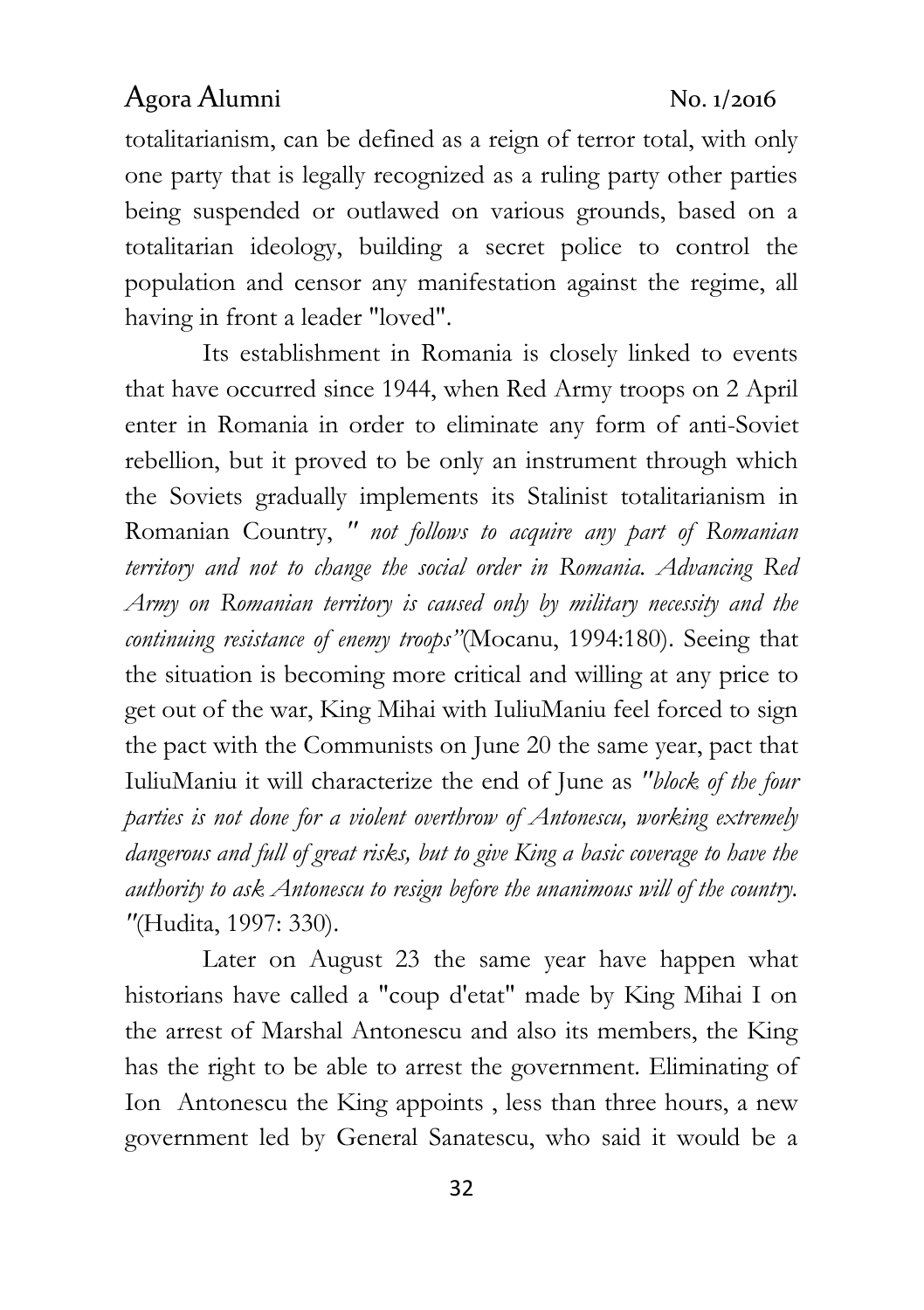totalitarianism, can be defined as a reign of terror total, with only one party that is legally recognized as a ruling party other parties being suspended or outlawed on various grounds, based on a totalitarian ideology, building a secret police to control the population and censor any manifestation against the regime, all having in front a leader "loved".

Its establishment in Romania is closely linked to events that have occurred since 1944, when Red Army troops on 2 April enter in Romania in order to eliminate any form of anti-Soviet rebellion, but it proved to be only an instrument through which the Soviets gradually implements its Stalinist totalitarianism in Romanian Country, *" not follows to acquire any part of Romanian territory and not to change the social order in Romania. Advancing Red Army on Romanian territory is caused only by military necessity and the continuing resistance of enemy troops"*(Mocanu, 1994:180). Seeing that the situation is becoming more critical and willing at any price to get out of the war, King Mihai with IuliuManiu feel forced to sign the pact with the Communists on June 20 the same year, pact that IuliuManiu it will characterize the end of June as *"block of the four parties is not done for a violent overthrow of Antonescu, working extremely dangerous and full of great risks, but to give King a basic coverage to have the authority to ask Antonescu to resign before the unanimous will of the country. "*(Hudita, 1997: 330).

Later on August 23 the same year have happen what historians have called a "coup d'etat" made by King Mihai I on the arrest of Marshal Antonescu and also its members, the King has the right to be able to arrest the government. Eliminating of Ion Antonescu the King appoints , less than three hours, a new government led by General Sanatescu, who said it would be a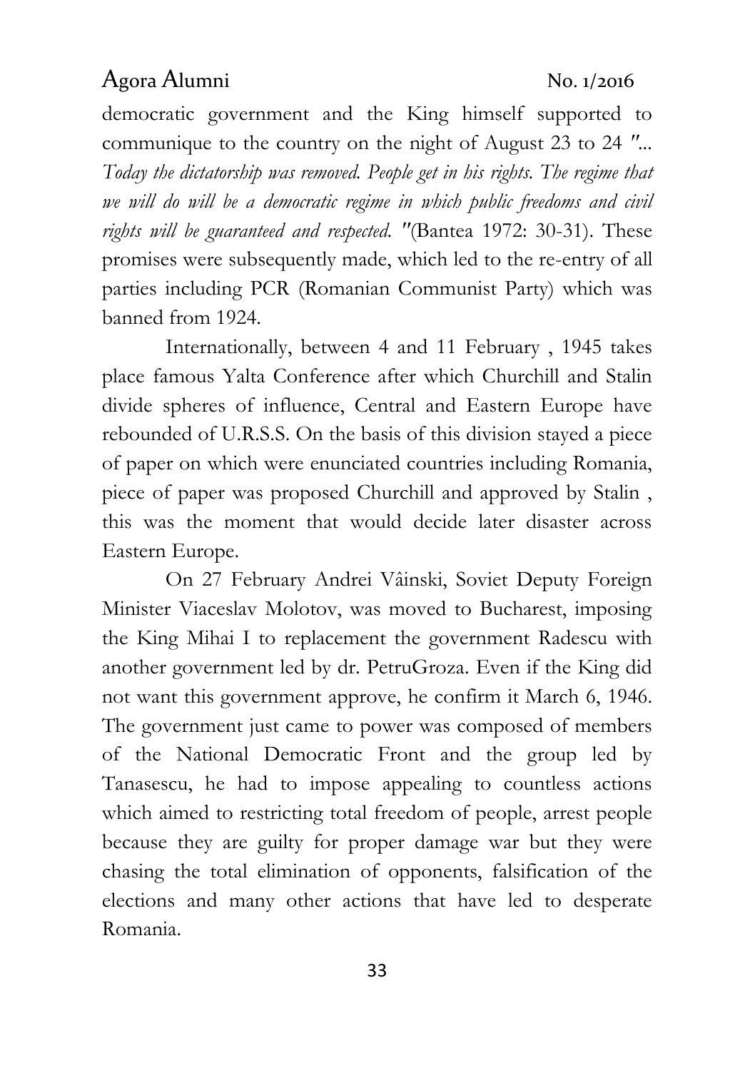democratic government and the King himself supported to communique to the country on the night of August 23 to 24 "*... Today the dictatorship was removed. People get in his rights. The regime that we will do will be a democratic regime in which public freedoms and civil rights will be guaranteed and respected.* "(Bantea 1972: 30-31). These promises were subsequently made, which led to the re-entry of all parties including PCR (Romanian Communist Party) which was banned from 1924.

Internationally, between 4 and 11 February , 1945 takes place famous Yalta Conference after which Churchill and Stalin divide spheres of influence, Central and Eastern Europe have rebounded of U.R.S.S. On the basis of this division stayed a piece of paper on which were enunciated countries including Romania, piece of paper was proposed Churchill and approved by Stalin , this was the moment that would decide later disaster across Eastern Europe.

On 27 February Andrei Vâinski, Soviet Deputy Foreign Minister Viaceslav Molotov, was moved to Bucharest, imposing the King Mihai I to replacement the government Radescu with another government led by dr. PetruGroza. Even if the King did not want this government approve, he confirm it March 6, 1946. The government just came to power was composed of members of the National Democratic Front and the group led by Tanasescu, he had to impose appealing to countless actions which aimed to restricting total freedom of people, arrest people because they are guilty for proper damage war but they were chasing the total elimination of opponents, falsification of the elections and many other actions that have led to desperate Romania.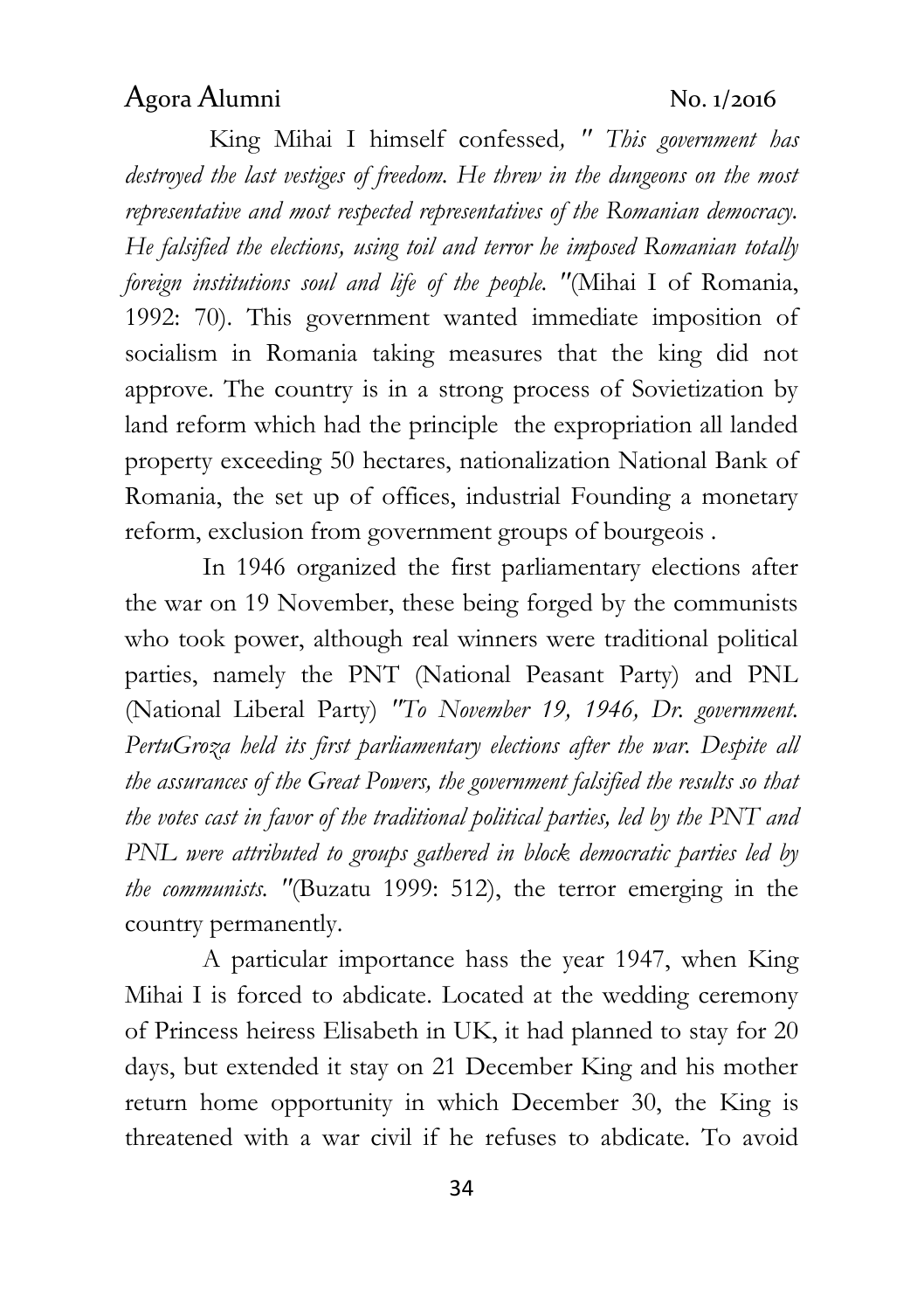King Mihai I himself confessed*, " This government has destroyed the last vestiges of freedom. He threw in the dungeons on the most representative and most respected representatives of the Romanian democracy. He falsified the elections, using toil and terror he imposed Romanian totally foreign institutions soul and life of the people. "*(Mihai I of Romania, 1992: 70). This government wanted immediate imposition of socialism in Romania taking measures that the king did not approve. The country is in a strong process of Sovietization by land reform which had the principle the expropriation all landed property exceeding 50 hectares, nationalization National Bank of Romania, the set up of offices, industrial Founding a monetary reform, exclusion from government groups of bourgeois .

In 1946 organized the first parliamentary elections after the war on 19 November, these being forged by the communists who took power, although real winners were traditional political parties, namely the PNT (National Peasant Party) and PNL (National Liberal Party) *"To November 19, 1946, Dr. government. PertuGroza held its first parliamentary elections after the war. Despite all the assurances of the Great Powers, the government falsified the results so that the votes cast in favor of the traditional political parties, led by the PNT and PNL were attributed to groups gathered in block democratic parties led by the communists. "*(Buzatu 1999: 512), the terror emerging in the country permanently.

A particular importance hass the year 1947, when King Mihai I is forced to abdicate. Located at the wedding ceremony of Princess heiress Elisabeth in UK, it had planned to stay for 20 days, but extended it stay on 21 December King and his mother return home opportunity in which December 30, the King is threatened with a war civil if he refuses to abdicate. To avoid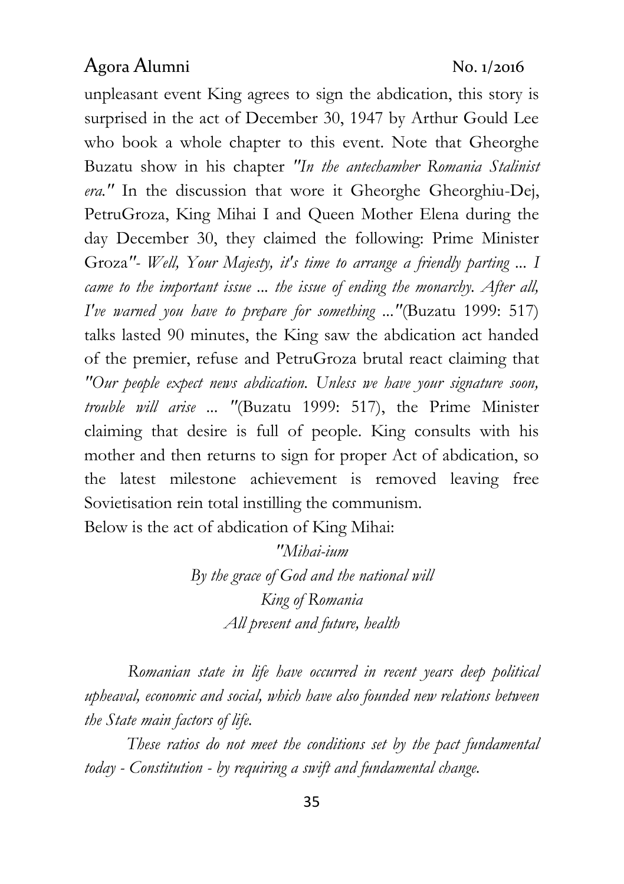unpleasant event King agrees to sign the abdication, this story is surprised in the act of December 30, 1947 by Arthur Gould Lee who book a whole chapter to this event. Note that Gheorghe Buzatu show in his chapter *"In the antechamber Romania Stalinist era."* In the discussion that wore it Gheorghe Gheorghiu-Dej, PetruGroza, King Mihai I and Queen Mother Elena during the day December 30, they claimed the following: Prime Minister Groza"- *Well, Your Majesty, it's time to arrange a friendly parting ... I came to the important issue ... the issue of ending the monarchy. After all, I've warned you have to prepare for something ..."*(Buzatu 1999: 517) talks lasted 90 minutes, the King saw the abdication act handed of the premier, refuse and PetruGroza brutal react claiming that *"Our people expect news abdication. Unless we have your signature soon, trouble will arise ... "*(Buzatu 1999: 517), the Prime Minister claiming that desire is full of people. King consults with his mother and then returns to sign for proper Act of abdication, so the latest milestone achievement is removed leaving free Sovietisation rein total instilling the communism.

Below is the act of abdication of King Mihai:

*"Mihai-ium*
*By the grace of God and the national will*
*King of Romania*
*All present and future, health*

*Romanian state in life have occurred in recent years deep political upheaval, economic and social, which have also founded new relations between the State main factors of life.*

*These ratios do not meet the conditions set by the pact fundamental today - Constitution - by requiring a swift and fundamental change.*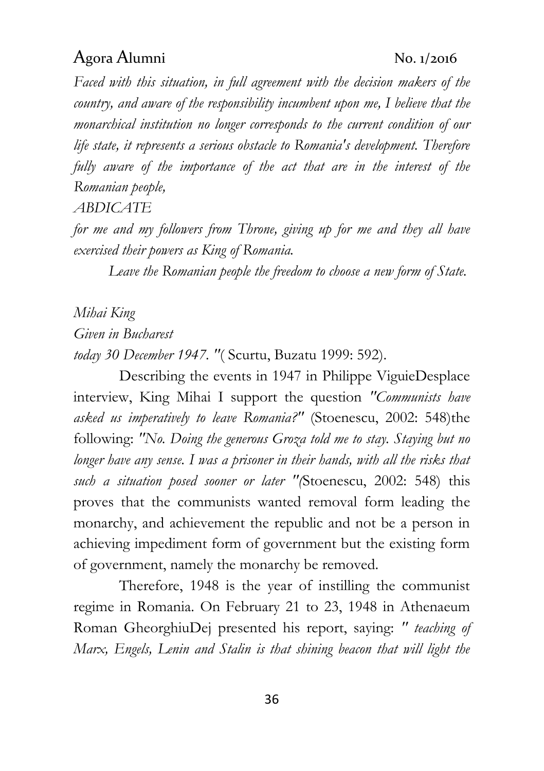*Faced with this situation, in full agreement with the decision makers of the country, and aware of the responsibility incumbent upon me, I believe that the monarchical institution no longer corresponds to the current condition of our life state, it represents a serious obstacle to Romania's development. Therefore fully aware of the importance of the act that are in the interest of the Romanian people,*

*ABDICATE*

*for me and my followers from Throne, giving up for me and they all have exercised their powers as King of Romania.*

*Leave the Romanian people the freedom to choose a new form of State.*

*Mihai King*

*Given in Bucharest*

*today 30 December 1947. "*( Scurtu, Buzatu 1999: 592).

Describing the events in 1947 in Philippe ViguieDesplace interview, King Mihai I support the question *"Communists have asked us imperatively to leave Romania?"* (Stoenescu, 2002: 548)the following: *"No. Doing the generous Groza told me to stay. Staying but no longer have any sense. I was a prisoner in their hands, with all the risks that such a situation posed sooner or later "(*Stoenescu, 2002: 548) this proves that the communists wanted removal form leading the monarchy, and achievement the republic and not be a person in achieving impediment form of government but the existing form of government, namely the monarchy be removed.

Therefore, 1948 is the year of instilling the communist regime in Romania. On February 21 to 23, 1948 in Athenaeum Roman GheorghiuDej presented his report, saying: *" teaching of Marx, Engels, Lenin and Stalin is that shining beacon that will light the*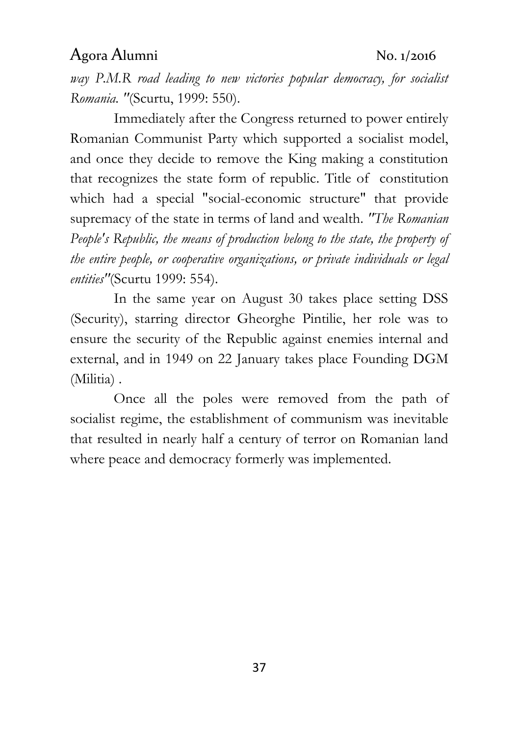*way P.M.R road leading to new victories popular democracy, for socialist Romania. "*(Scurtu, 1999: 550).

Immediately after the Congress returned to power entirely Romanian Communist Party which supported a socialist model, and once they decide to remove the King making a constitution that recognizes the state form of republic. Title of constitution which had a special "social-economic structure" that provide supremacy of the state in terms of land and wealth. *"The Romanian People's Republic, the means of production belong to the state, the property of the entire people, or cooperative organizations, or private individuals or legal entities"*(Scurtu 1999: 554).

In the same year on August 30 takes place setting DSS (Security), starring director Gheorghe Pintilie, her role was to ensure the security of the Republic against enemies internal and external, and in 1949 on 22 January takes place Founding DGM (Militia) .

Once all the poles were removed from the path of socialist regime, the establishment of communism was inevitable that resulted in nearly half a century of terror on Romanian land where peace and democracy formerly was implemented.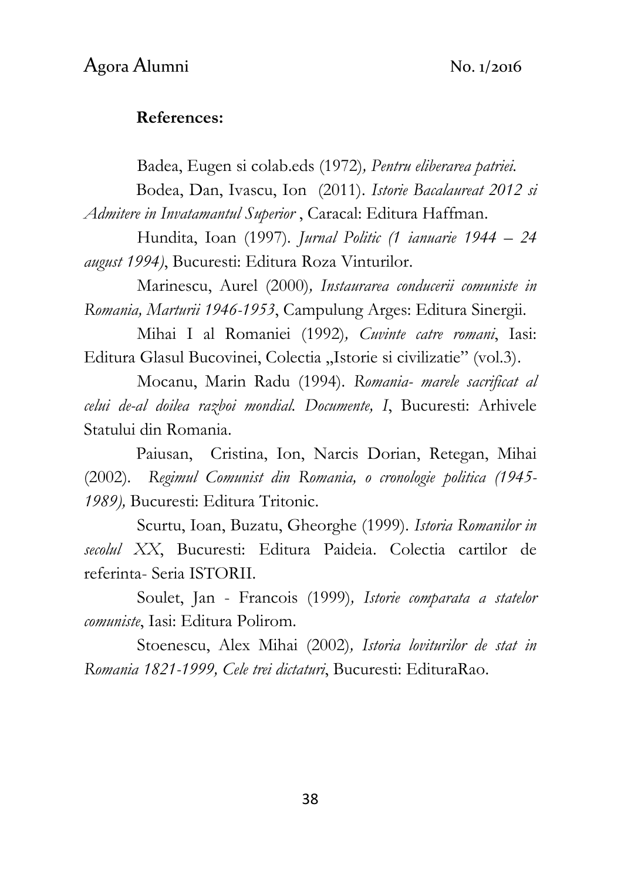**References:**

Badea, Eugen si colab.eds (1972), *Pentru eliberarea patriei.*

Bodea, Dan, Ivascu, Ion (2011). *Istorie Bacalaureat 2012 si Admitere in Invatamantul Superior* , Caracal: Editura Haffman.

Hundita, Ioan (1997). *Jurnal Politic (1 ianuarie 1944 – 24 august 1994)*, Bucuresti: Editura Roza Vinturilor.

Marinescu, Aurel (2000), *Instaurarea conducerii comuniste in Romania, Marturii 1946-1953*, Campulung Arges: Editura Sinergii.

Mihai I al Romaniei (1992), *Cuvinte catre romani*, Iasi: Editura Glasul Bucovinei, Colectia „Istorie si civilizatie" (vol.3).

Mocanu, Marin Radu (1994). *Romania- marele sacrificat al celui de-al doilea razboi mondial. Documente, I*, Bucuresti: Arhivele Statului din Romania.

Paiusan, Cristina, Ion, Narcis Dorian, Retegan, Mihai (2002). *Regimul Comunist din Romania, o cronologie politica (1945-1989),* Bucuresti: Editura Tritonic.

Scurtu, Ioan, Buzatu, Gheorghe (1999). *Istoria Romanilor in secolul XX*, Bucuresti: Editura Paideia. Colectia cartilor de referinta- Seria ISTORII.

Soulet, Jan - Francois (1999), *Istorie comparata a statelor comuniste*, Iasi: Editura Polirom.

Stoenescu, Alex Mihai (2002), *Istoria loviturilor de stat in Romania 1821-1999, Cele trei dictaturi*, Bucuresti: EdituraRao.